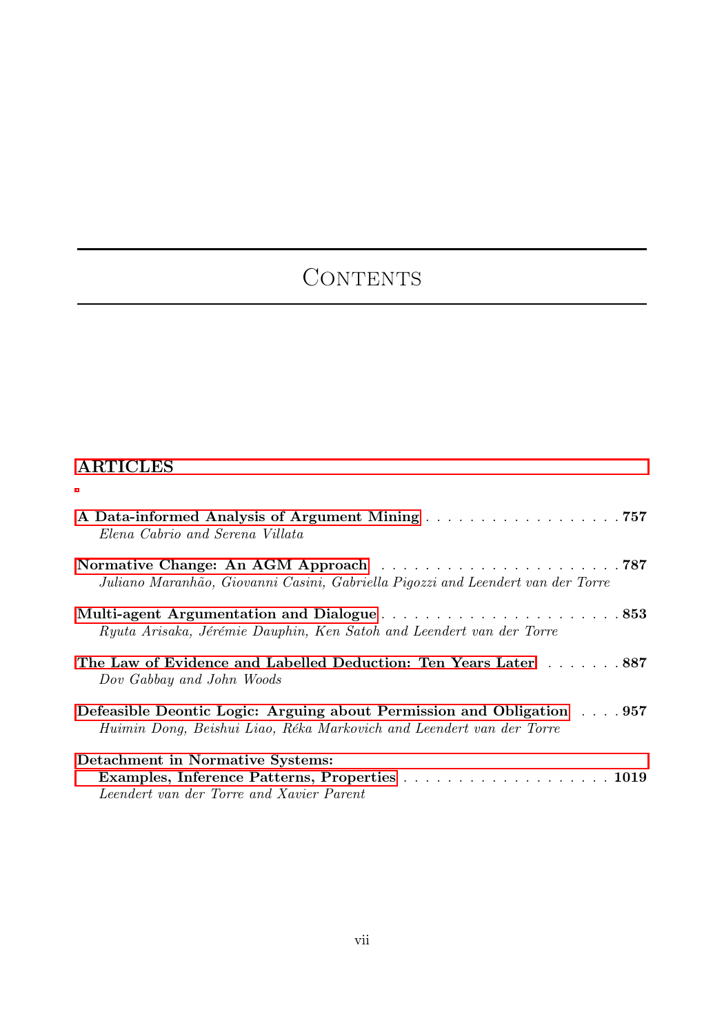# Contents

## ARTICLES

**A Data-informed Analysis of Argument Mining** . . . . . . . . . . . . . . . . . . **757**
*Elena Cabrio and Serena Villata*

**Normative Change: An AGM Approach** . . . . . . . . . . . . . . . . . . . . . . **787**
*Juliano Maranhão, Giovanni Casini, Gabriella Pigozzi and Leendert van der Torre*

**Multi-agent Argumentation and Dialogue** . . . . . . . . . . . . . . . . . . . . . **853**
*Ryuta Arisaka, Jérémie Dauphin, Ken Satoh and Leendert van der Torre*

**The Law of Evidence and Labelled Deduction: Ten Years Later** . . . . . . . **887**
*Dov Gabbay and John Woods*

**Defeasible Deontic Logic: Arguing about Permission and Obligation** . . . . **957**
*Huimin Dong, Beishui Liao, Réka Markovich and Leendert van der Torre*

**Detachment in Normative Systems: Examples, Inference Patterns, Properties** . . . . . . . . . . . . . . . . . . . **1019**
*Leendert van der Torre and Xavier Parent*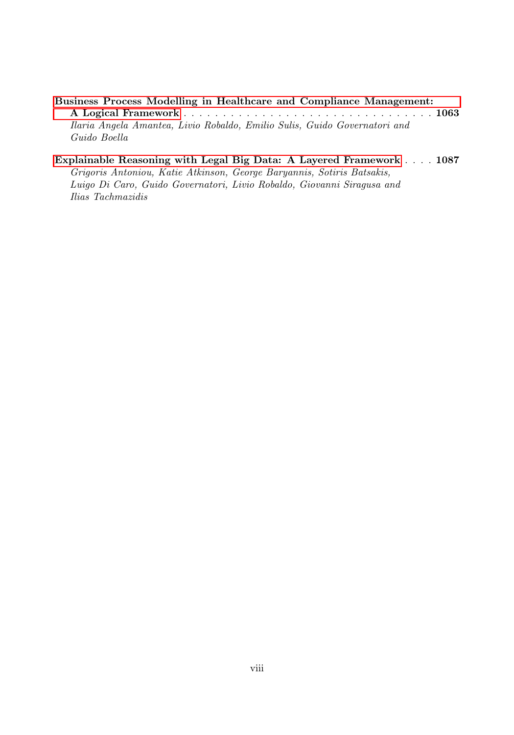**Business Process Modelling in Healthcare and Compliance Management: A Logical Framework** . . . . . . . . . . . . . . . . . . . . . . . . . . . . . . . . **1063**
*Ilaria Angela Amantea, Livio Robaldo, Emilio Sulis, Guido Governatori and Guido Boella*

**Explainable Reasoning with Legal Big Data: A Layered Framework** . . . . **1087**
*Grigoris Antoniou, Katie Atkinson, George Baryannis, Sotiris Batsakis, Luigo Di Caro, Guido Governatori, Livio Robaldo, Giovanni Siragusa and Ilias Tachmazidis*